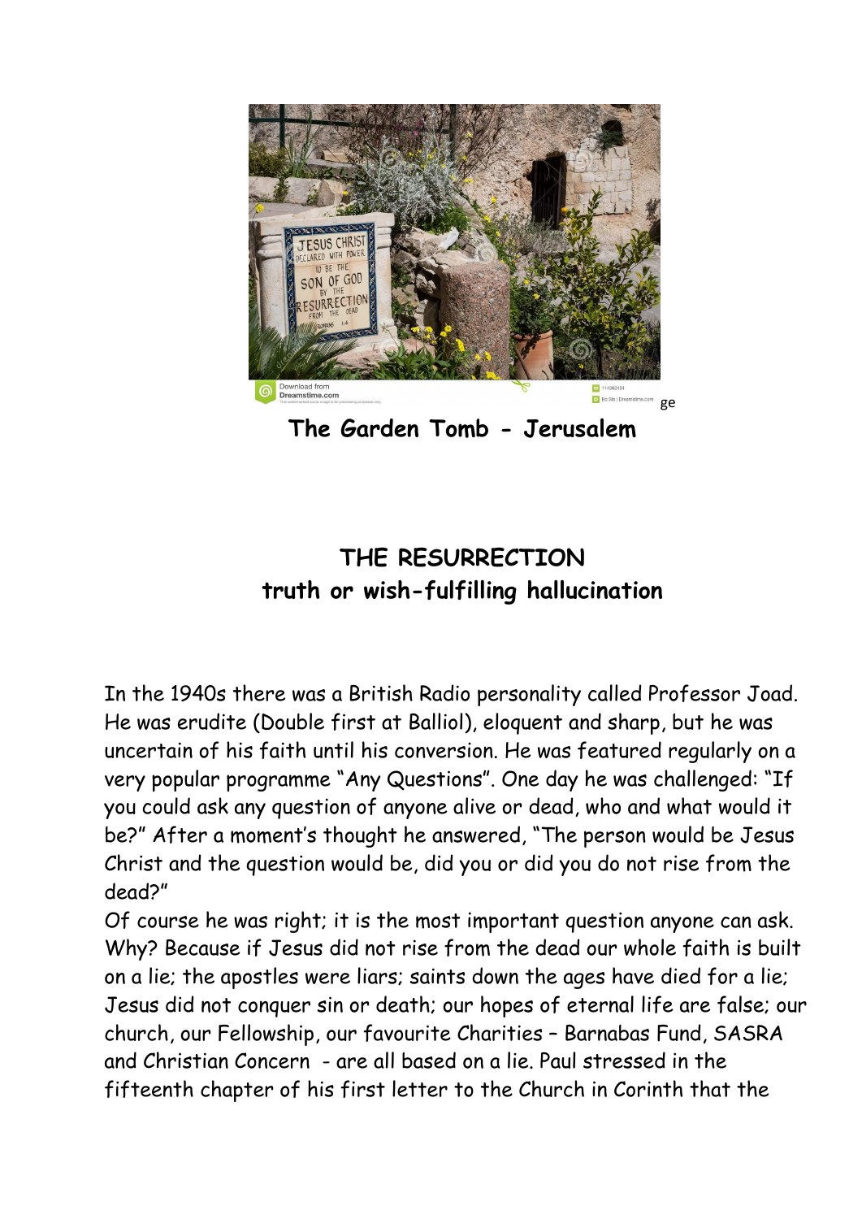The Garden Tomb - Jerusalem

# THE RESURRECTION

## truth or wish-fulfilling hallucination

In the 1940s there was a British Radio personality called Professor Joad. He was erudite (Double first at Balliol), eloquent and sharp, but he was uncertain of his faith until his conversion. He was featured regularly on a very popular programme "Any Questions". One day he was challenged: "If you could ask any question of anyone alive or dead, who and what would it be?" After a moment's thought he answered, "The person would be Jesus Christ and the question would be, did you or did you do not rise from the dead?"

Of course he was right; it is the most important question anyone can ask. Why? Because if Jesus did not rise from the dead our whole faith is built on a lie; the apostles were liars; saints down the ages have died for a lie; Jesus did not conquer sin or death; our hopes of eternal life are false; our church, our Fellowship, our favourite Charities – Barnabas Fund, SASRA and Christian Concern - are all based on a lie. Paul stressed in the fifteenth chapter of his first letter to the Church in Corinth that the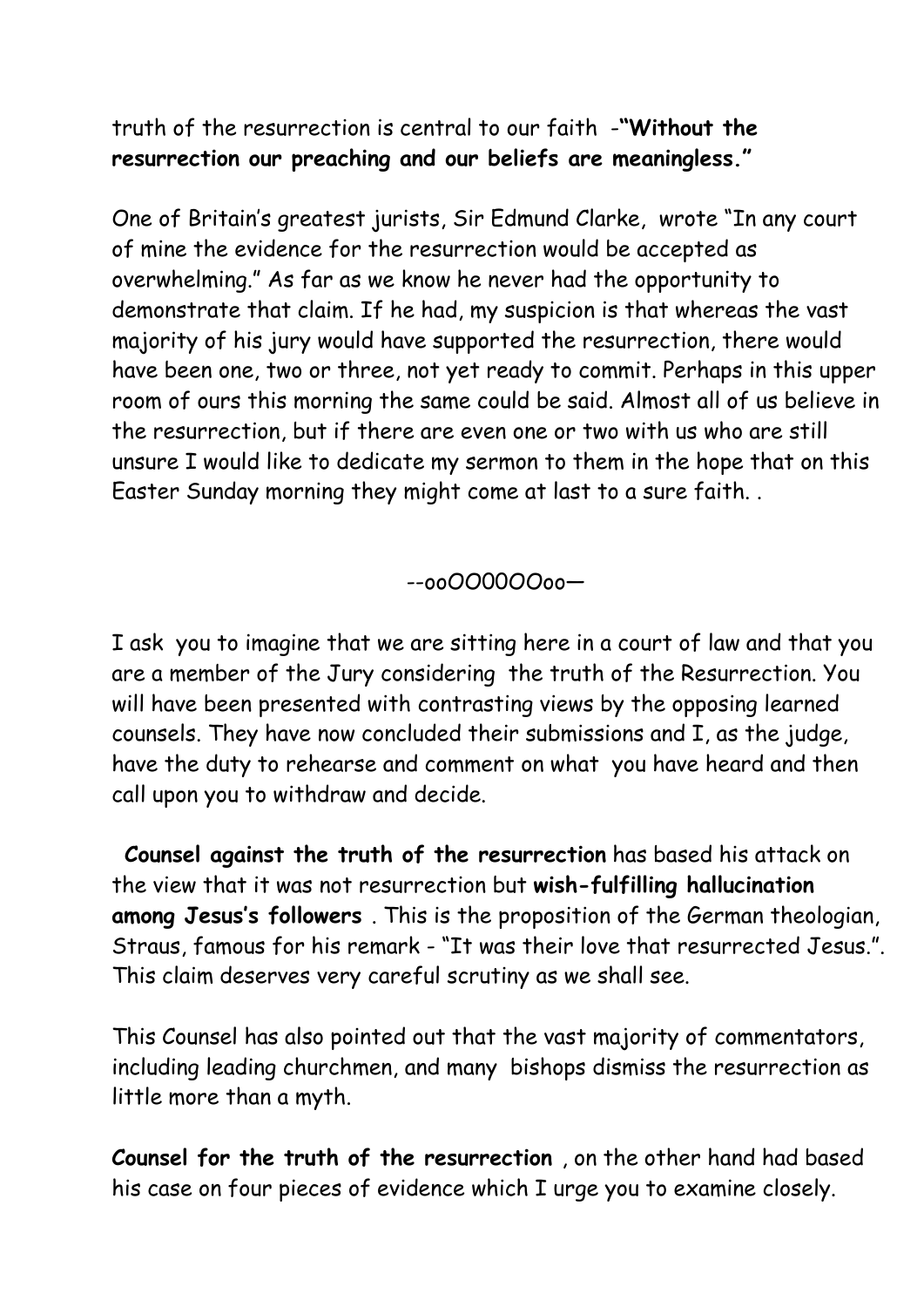truth of the resurrection is central to our faith -**"Without the resurrection our preaching and our beliefs are meaningless."**

One of Britain's greatest jurists, Sir Edmund Clarke, wrote "In any court of mine the evidence for the resurrection would be accepted as overwhelming." As far as we know he never had the opportunity to demonstrate that claim. If he had, my suspicion is that whereas the vast majority of his jury would have supported the resurrection, there would have been one, two or three, not yet ready to commit. Perhaps in this upper room of ours this morning the same could be said. Almost all of us believe in the resurrection, but if there are even one or two with us who are still unsure I would like to dedicate my sermon to them in the hope that on this Easter Sunday morning they might come at last to a sure faith. .

--ooOOO0OOoo—

I ask you to imagine that we are sitting here in a court of law and that you are a member of the Jury considering the truth of the Resurrection. You will have been presented with contrasting views by the opposing learned counsels. They have now concluded their submissions and I, as the judge, have the duty to rehearse and comment on what you have heard and then call upon you to withdraw and decide.

**Counsel against the truth of the resurrection** has based his attack on the view that it was not resurrection but **wish-fulfilling hallucination among Jesus's followers** . This is the proposition of the German theologian, Straus, famous for his remark - "It was their love that resurrected Jesus.". This claim deserves very careful scrutiny as we shall see.

This Counsel has also pointed out that the vast majority of commentators, including leading churchmen, and many bishops dismiss the resurrection as little more than a myth.

**Counsel for the truth of the resurrection** , on the other hand had based his case on four pieces of evidence which I urge you to examine closely.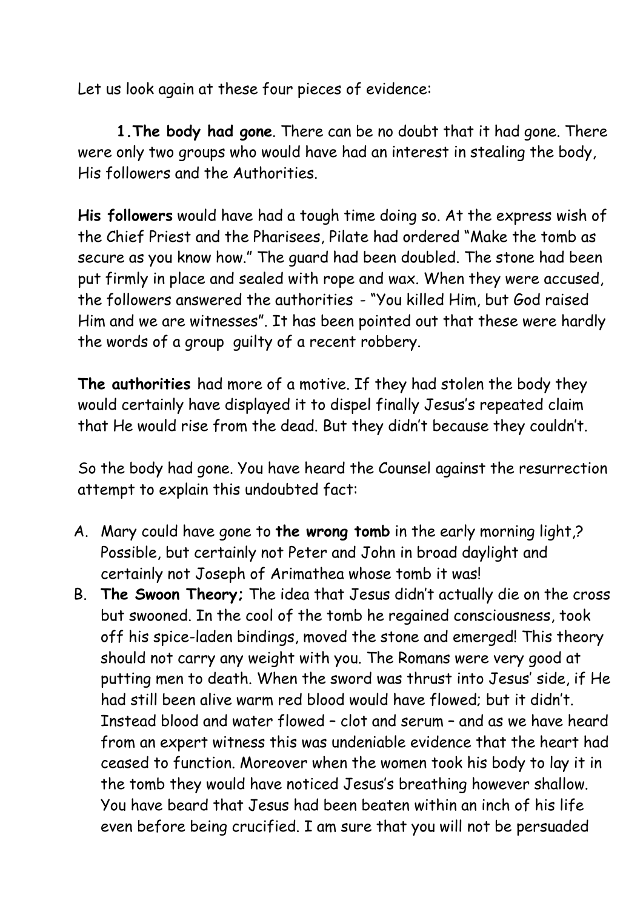Let us look again at these four pieces of evidence:

**1. The body had gone**. There can be no doubt that it had gone. There were only two groups who would have had an interest in stealing the body, His followers and the Authorities.

**His followers** would have had a tough time doing so. At the express wish of the Chief Priest and the Pharisees, Pilate had ordered "Make the tomb as secure as you know how." The guard had been doubled. The stone had been put firmly in place and sealed with rope and wax. When they were accused, the followers answered the authorities - "You killed Him, but God raised Him and we are witnesses". It has been pointed out that these were hardly the words of a group guilty of a recent robbery.

**The authorities** had more of a motive. If they had stolen the body they would certainly have displayed it to dispel finally Jesus's repeated claim that He would rise from the dead. But they didn't because they couldn't.

So the body had gone. You have heard the Counsel against the resurrection attempt to explain this undoubted fact:

A. Mary could have gone to **the wrong tomb** in the early morning light,? Possible, but certainly not Peter and John in broad daylight and certainly not Joseph of Arimathea whose tomb it was!
B. **The Swoon Theory;** The idea that Jesus didn't actually die on the cross but swooned. In the cool of the tomb he regained consciousness, took off his spice-laden bindings, moved the stone and emerged! This theory should not carry any weight with you. The Romans were very good at putting men to death. When the sword was thrust into Jesus' side, if He had still been alive warm red blood would have flowed; but it didn't. Instead blood and water flowed – clot and serum – and as we have heard from an expert witness this was undeniable evidence that the heart had ceased to function. Moreover when the women took his body to lay it in the tomb they would have noticed Jesus's breathing however shallow. You have beard that Jesus had been beaten within an inch of his life even before being crucified. I am sure that you will not be persuaded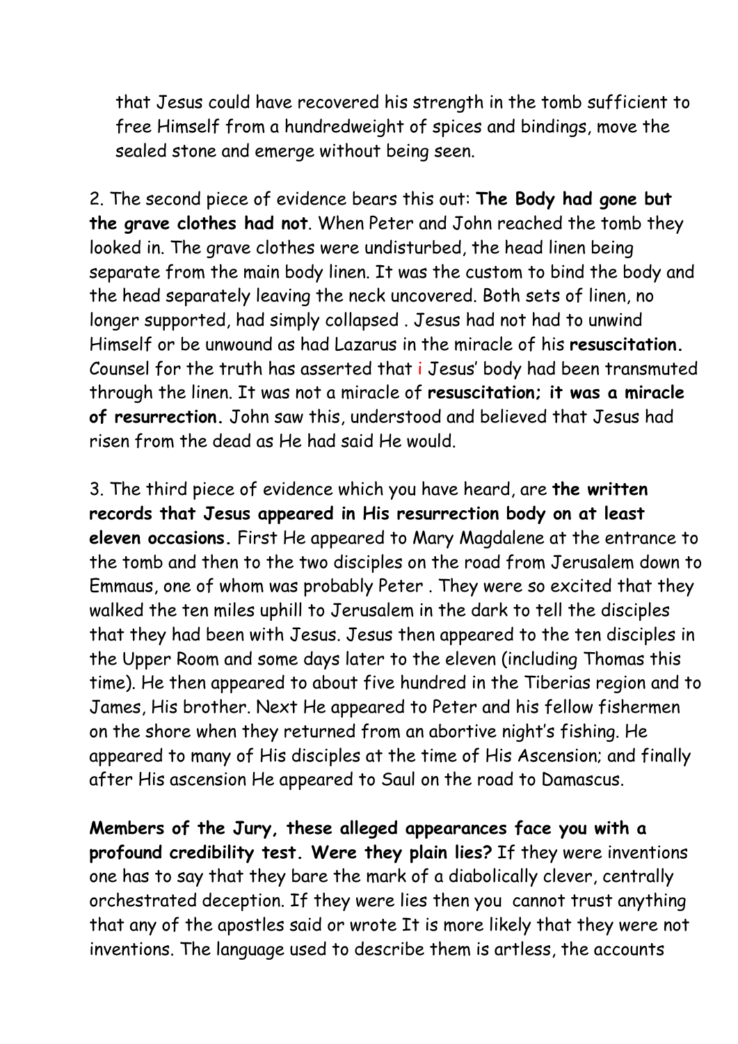that Jesus could have recovered his strength in the tomb sufficient to free Himself from a hundredweight of spices and bindings, move the sealed stone and emerge without being seen.

2. The second piece of evidence bears this out: **The Body had gone but the grave clothes had not**. When Peter and John reached the tomb they looked in. The grave clothes were undisturbed, the head linen being separate from the main body linen. It was the custom to bind the body and the head separately leaving the neck uncovered. Both sets of linen, no longer supported, had simply collapsed . Jesus had not had to unwind Himself or be unwound as had Lazarus in the miracle of his **resuscitation.** Counsel for the truth has asserted that i Jesus' body had been transmuted through the linen. It was not a miracle of **resuscitation; it was a miracle of resurrection.** John saw this, understood and believed that Jesus had risen from the dead as He had said He would.

3. The third piece of evidence which you have heard, are **the written records that Jesus appeared in His resurrection body on at least eleven occasions.** First He appeared to Mary Magdalene at the entrance to the tomb and then to the two disciples on the road from Jerusalem down to Emmaus, one of whom was probably Peter . They were so excited that they walked the ten miles uphill to Jerusalem in the dark to tell the disciples that they had been with Jesus. Jesus then appeared to the ten disciples in the Upper Room and some days later to the eleven (including Thomas this time). He then appeared to about five hundred in the Tiberias region and to James, His brother. Next He appeared to Peter and his fellow fishermen on the shore when they returned from an abortive night's fishing. He appeared to many of His disciples at the time of His Ascension; and finally after His ascension He appeared to Saul on the road to Damascus.

**Members of the Jury, these alleged appearances face you with a profound credibility test. Were they plain lies?** If they were inventions one has to say that they bare the mark of a diabolically clever, centrally orchestrated deception. If they were lies then you cannot trust anything that any of the apostles said or wrote It is more likely that they were not inventions. The language used to describe them is artless, the accounts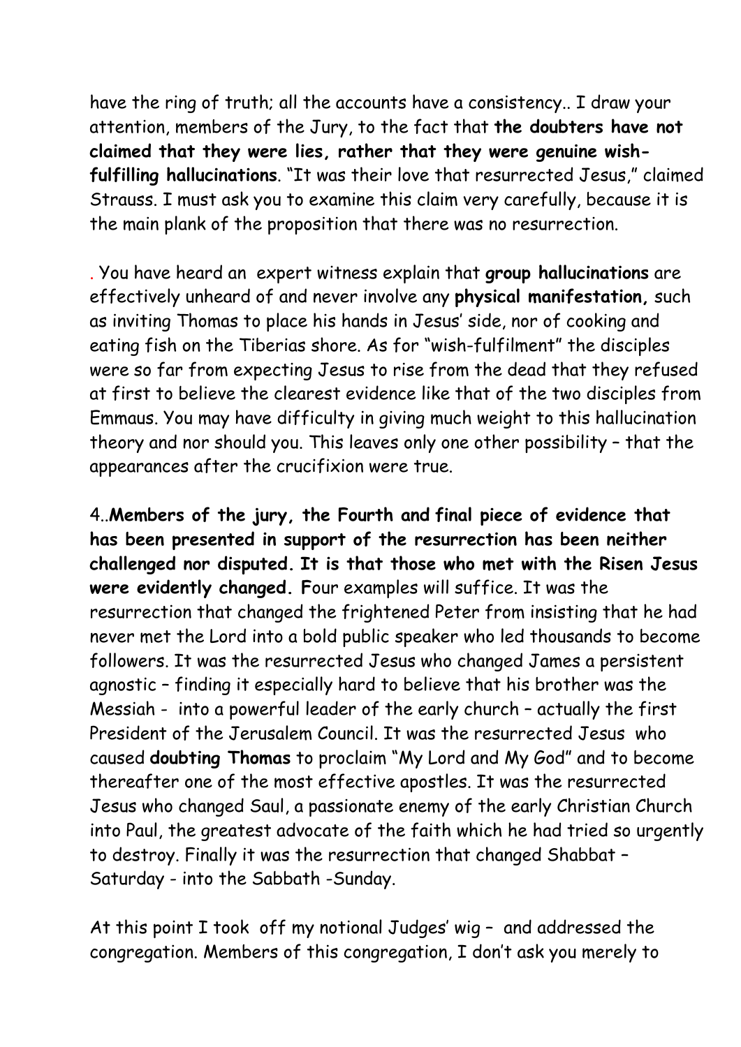have the ring of truth; all the accounts have a consistency.. I draw your attention, members of the Jury, to the fact that **the doubters have not claimed that they were lies, rather that they were genuine wish-fulfilling hallucinations**. "It was their love that resurrected Jesus," claimed Strauss. I must ask you to examine this claim very carefully, because it is the main plank of the proposition that there was no resurrection.

. You have heard an expert witness explain that **group hallucinations** are effectively unheard of and never involve any **physical manifestation,** such as inviting Thomas to place his hands in Jesus' side, nor of cooking and eating fish on the Tiberias shore. As for "wish-fulfilment" the disciples were so far from expecting Jesus to rise from the dead that they refused at first to believe the clearest evidence like that of the two disciples from Emmaus. You may have difficulty in giving much weight to this hallucination theory and nor should you. This leaves only one other possibility – that the appearances after the crucifixion were true.

4..**Members of the jury, the Fourth and final piece of evidence that has been presented in support of the resurrection has been neither challenged nor disputed. It is that those who met with the Risen Jesus were evidently changed. F**our examples will suffice. It was the resurrection that changed the frightened Peter from insisting that he had never met the Lord into a bold public speaker who led thousands to become followers. It was the resurrected Jesus who changed James a persistent agnostic – finding it especially hard to believe that his brother was the Messiah - into a powerful leader of the early church – actually the first President of the Jerusalem Council. It was the resurrected Jesus who caused **doubting Thomas** to proclaim "My Lord and My God" and to become thereafter one of the most effective apostles. It was the resurrected Jesus who changed Saul, a passionate enemy of the early Christian Church into Paul, the greatest advocate of the faith which he had tried so urgently to destroy. Finally it was the resurrection that changed Shabbat – Saturday - into the Sabbath -Sunday.

At this point I took off my notional Judges' wig – and addressed the congregation. Members of this congregation, I don't ask you merely to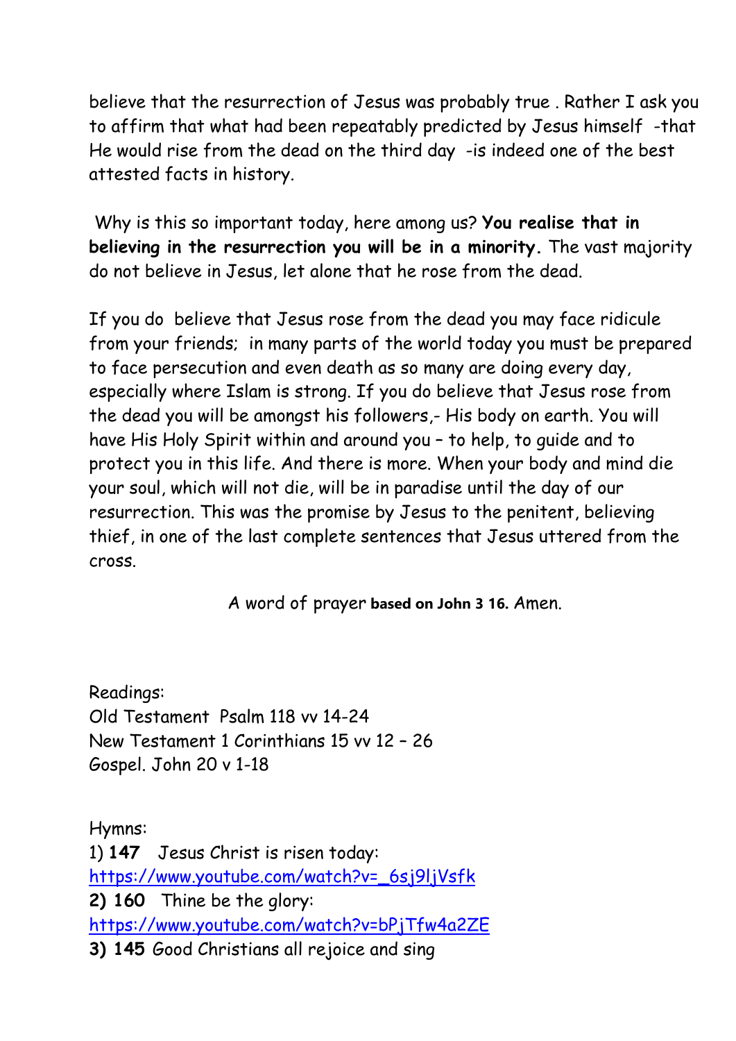believe that the resurrection of Jesus was probably true . Rather I ask you to affirm that what had been repeatably predicted by Jesus himself -that He would rise from the dead on the third day -is indeed one of the best attested facts in history.

Why is this so important today, here among us? **You realise that in believing in the resurrection you will be in a minority.** The vast majority do not believe in Jesus, let alone that he rose from the dead.

If you do believe that Jesus rose from the dead you may face ridicule from your friends; in many parts of the world today you must be prepared to face persecution and even death as so many are doing every day, especially where Islam is strong. If you do believe that Jesus rose from the dead you will be amongst his followers,- His body on earth. You will have His Holy Spirit within and around you – to help, to guide and to protect you in this life. And there is more. When your body and mind die your soul, which will not die, will be in paradise until the day of our resurrection. This was the promise by Jesus to the penitent, believing thief, in one of the last complete sentences that Jesus uttered from the cross.

A word of prayer **based on John 3 16.** Amen.

Readings:
Old Testament Psalm 118 vv 14-24
New Testament 1 Corinthians 15 vv 12 – 26
Gospel. John 20 v 1-18

Hymns:
1) **147** Jesus Christ is risen today:
https://www.youtube.com/watch?v=_6sj9ljVsfk
**2) 160** Thine be the glory:
https://www.youtube.com/watch?v=bPjTfw4a2ZE
**3) 145** Good Christians all rejoice and sing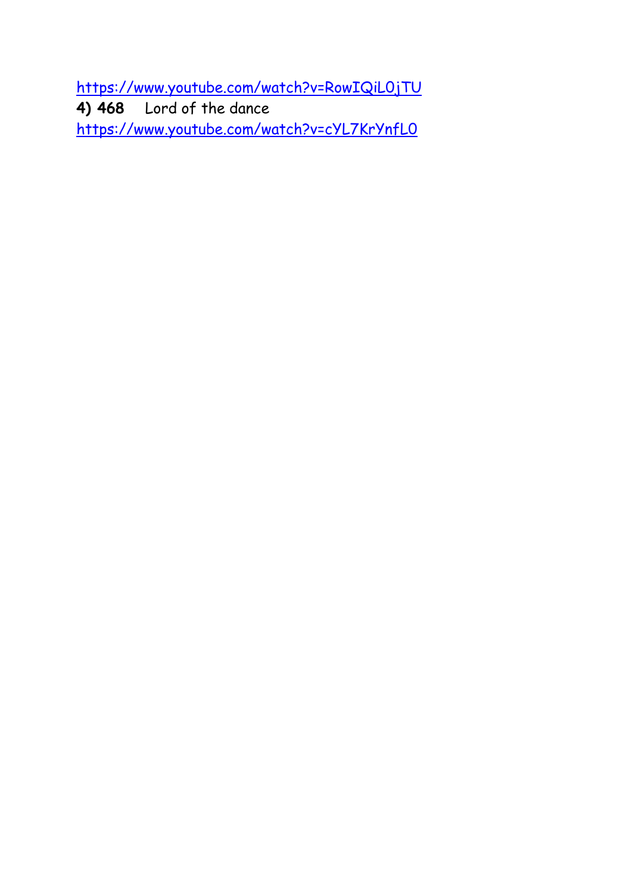https://www.youtube.com/watch?v=RowIQiL0jTU

**4) 468** Lord of the dance

https://www.youtube.com/watch?v=cYL7KrYnfL0